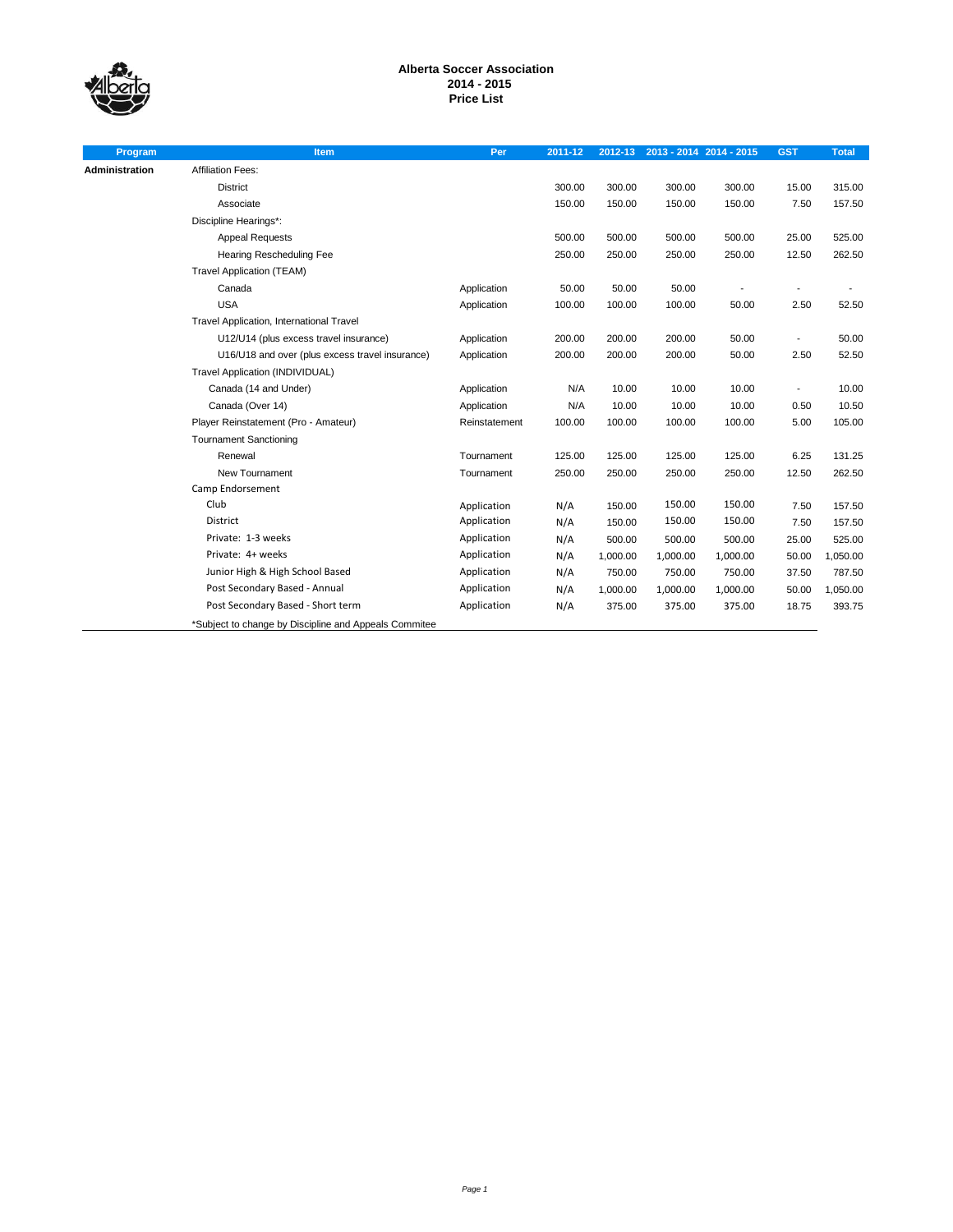# Alberta Soccer Association
## 2014 - 2015
## Price List

| Program | Item | Per | 2011-12 | 2012-13 | 2013 - 2014 | 2014 - 2015 | GST | Total |
|---|---|---|---|---|---|---|---|---|
| Administration | Affiliation Fees: | | | | | | | |
| | District | | 300.00 | 300.00 | 300.00 | 300.00 | 15.00 | 315.00 |
| | Associate | | 150.00 | 150.00 | 150.00 | 150.00 | 7.50 | 157.50 |
| | Discipline Hearings*: | | | | | | | |
| | Appeal Requests | | 500.00 | 500.00 | 500.00 | 500.00 | 25.00 | 525.00 |
| | Hearing Rescheduling Fee | | 250.00 | 250.00 | 250.00 | 250.00 | 12.50 | 262.50 |
| | Travel Application (TEAM) | | | | | | | |
| | Canada | Application | 50.00 | 50.00 | 50.00 | - | - | - |
| | USA | Application | 100.00 | 100.00 | 100.00 | 50.00 | 2.50 | 52.50 |
| | Travel Application, International Travel | | | | | | | |
| | U12/U14 (plus excess travel insurance) | Application | 200.00 | 200.00 | 200.00 | 50.00 | - | 50.00 |
| | U16/U18 and over (plus excess travel insurance) | Application | 200.00 | 200.00 | 200.00 | 50.00 | 2.50 | 52.50 |
| | Travel Application (INDIVIDUAL) | | | | | | | |
| | Canada (14 and Under) | Application | N/A | 10.00 | 10.00 | 10.00 | - | 10.00 |
| | Canada (Over 14) | Application | N/A | 10.00 | 10.00 | 10.00 | 0.50 | 10.50 |
| | Player Reinstatement (Pro - Amateur) | Reinstatement | 100.00 | 100.00 | 100.00 | 100.00 | 5.00 | 105.00 |
| | Tournament Sanctioning | | | | | | | |
| | Renewal | Tournament | 125.00 | 125.00 | 125.00 | 125.00 | 6.25 | 131.25 |
| | New Tournament | Tournament | 250.00 | 250.00 | 250.00 | 250.00 | 12.50 | 262.50 |
| | Camp Endorsement | | | | | | | |
| | Club | Application | N/A | 150.00 | 150.00 | 150.00 | 7.50 | 157.50 |
| | District | Application | N/A | 150.00 | 150.00 | 150.00 | 7.50 | 157.50 |
| | Private: 1-3 weeks | Application | N/A | 500.00 | 500.00 | 500.00 | 25.00 | 525.00 |
| | Private: 4+ weeks | Application | N/A | 1,000.00 | 1,000.00 | 1,000.00 | 50.00 | 1,050.00 |
| | Junior High & High School Based | Application | N/A | 750.00 | 750.00 | 750.00 | 37.50 | 787.50 |
| | Post Secondary Based - Annual | Application | N/A | 1,000.00 | 1,000.00 | 1,000.00 | 50.00 | 1,050.00 |
| | Post Secondary Based - Short term | Application | N/A | 375.00 | 375.00 | 375.00 | 18.75 | 393.75 |

*Subject to change by Discipline and Appeals Commitee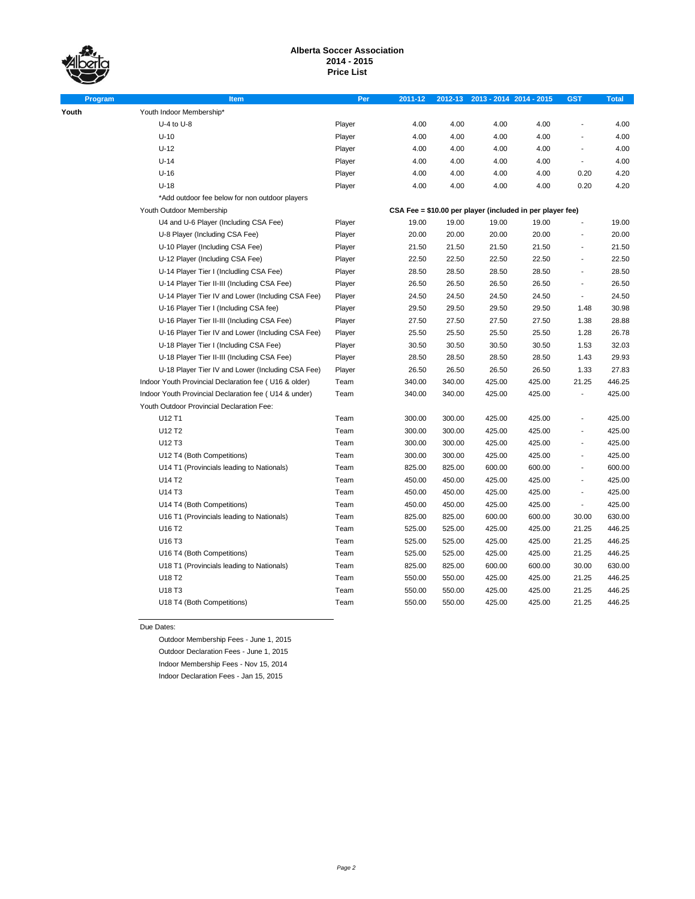**Alberta Soccer Association**
**2014 - 2015**
**Price List**

| Program | Item | Per | 2011-12 | 2012-13 | 2013 - 2014 | 2014 - 2015 | GST | Total |
|---|---|---|---|---|---|---|---|---|
| Youth | Youth Indoor Membership* | | | | | | | |
| | U-4 to U-8 | Player | 4.00 | 4.00 | 4.00 | 4.00 | - | 4.00 |
| | U-10 | Player | 4.00 | 4.00 | 4.00 | 4.00 | - | 4.00 |
| | U-12 | Player | 4.00 | 4.00 | 4.00 | 4.00 | - | 4.00 |
| | U-14 | Player | 4.00 | 4.00 | 4.00 | 4.00 | - | 4.00 |
| | U-16 | Player | 4.00 | 4.00 | 4.00 | 4.00 | 0.20 | 4.20 |
| | U-18 | Player | 4.00 | 4.00 | 4.00 | 4.00 | 0.20 | 4.20 |
| | *Add outdoor fee below for non outdoor players | | | | | | | |
| | Youth Outdoor Membership | | **CSA Fee = $10.00 per player (included in per player fee)** | | | | | |
| | U4 and U-6 Player (Including CSA Fee) | Player | 19.00 | 19.00 | 19.00 | 19.00 | - | 19.00 |
| | U-8 Player (Including CSA Fee) | Player | 20.00 | 20.00 | 20.00 | 20.00 | - | 20.00 |
| | U-10 Player (Including CSA Fee) | Player | 21.50 | 21.50 | 21.50 | 21.50 | - | 21.50 |
| | U-12 Player (Including CSA Fee) | Player | 22.50 | 22.50 | 22.50 | 22.50 | - | 22.50 |
| | U-14 Player Tier I (Includling CSA Fee) | Player | 28.50 | 28.50 | 28.50 | 28.50 | - | 28.50 |
| | U-14 Player Tier II-III (Including CSA Fee) | Player | 26.50 | 26.50 | 26.50 | 26.50 | - | 26.50 |
| | U-14 Player Tier IV and Lower (Including CSA Fee) | Player | 24.50 | 24.50 | 24.50 | 24.50 | - | 24.50 |
| | U-16 Player Tier I (Including CSA fee) | Player | 29.50 | 29.50 | 29.50 | 29.50 | 1.48 | 30.98 |
| | U-16 Player Tier II-III (Including CSA Fee) | Player | 27.50 | 27.50 | 27.50 | 27.50 | 1.38 | 28.88 |
| | U-16 Player Tier IV and Lower (Including CSA Fee) | Player | 25.50 | 25.50 | 25.50 | 25.50 | 1.28 | 26.78 |
| | U-18 Player Tier I (Including CSA fee) | Player | 30.50 | 30.50 | 30.50 | 30.50 | 1.53 | 32.03 |
| | U-18 Player Tier II-III (Including CSA Fee) | Player | 28.50 | 28.50 | 28.50 | 28.50 | 1.43 | 29.93 |
| | U-18 Player Tier IV and Lower (Including CSA Fee) | Player | 26.50 | 26.50 | 26.50 | 26.50 | 1.33 | 27.83 |
| | Indoor Youth Provincial Declaration fee ( U16 & older) | Team | 340.00 | 340.00 | 425.00 | 425.00 | 21.25 | 446.25 |
| | Indoor Youth Provincial Declaration fee ( U14 & under) | Team | 340.00 | 340.00 | 425.00 | 425.00 | - | 425.00 |
| | Youth Outdoor Provincial Declaration Fee: | | | | | | | |
| | U12 T1 | Team | 300.00 | 300.00 | 425.00 | 425.00 | - | 425.00 |
| | U12 T2 | Team | 300.00 | 300.00 | 425.00 | 425.00 | - | 425.00 |
| | U12 T3 | Team | 300.00 | 300.00 | 425.00 | 425.00 | - | 425.00 |
| | U12 T4 (Both Competitions) | Team | 300.00 | 300.00 | 425.00 | 425.00 | - | 425.00 |
| | U14 T1 (Provincials leading to Nationals) | Team | 825.00 | 825.00 | 600.00 | 600.00 | - | 600.00 |
| | U14 T2 | Team | 450.00 | 450.00 | 425.00 | 425.00 | - | 425.00 |
| | U14 T3 | Team | 450.00 | 450.00 | 425.00 | 425.00 | - | 425.00 |
| | U14 T4 (Both Competitions) | Team | 450.00 | 450.00 | 425.00 | 425.00 | - | 425.00 |
| | U16 T1 (Provincials leading to Nationals) | Team | 825.00 | 825.00 | 600.00 | 600.00 | 30.00 | 630.00 |
| | U16 T2 | Team | 525.00 | 525.00 | 425.00 | 425.00 | 21.25 | 446.25 |
| | U16 T3 | Team | 525.00 | 525.00 | 425.00 | 425.00 | 21.25 | 446.25 |
| | U16 T4 (Both Competitions) | Team | 525.00 | 525.00 | 425.00 | 425.00 | 21.25 | 446.25 |
| | U18 T1 (Provincials leading to Nationals) | Team | 825.00 | 825.00 | 600.00 | 600.00 | 30.00 | 630.00 |
| | U18 T2 | Team | 550.00 | 550.00 | 425.00 | 425.00 | 21.25 | 446.25 |
| | U18 T3 | Team | 550.00 | 550.00 | 425.00 | 425.00 | 21.25 | 446.25 |
| | U18 T4 (Both Competitions) | Team | 550.00 | 550.00 | 425.00 | 425.00 | 21.25 | 446.25 |

Due Dates:

- Outdoor Membership Fees - June 1, 2015
- Outdoor Declaration Fees - June 1, 2015
- Indoor Membership Fees - Nov 15, 2014
- Indoor Declaration Fees - Jan 15, 2015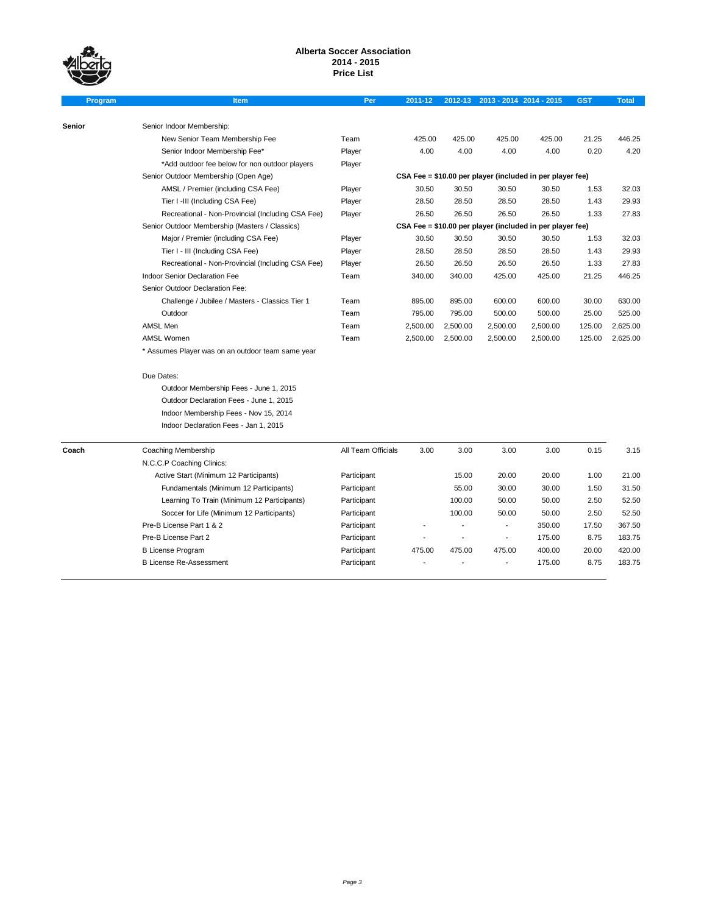# Alberta Soccer Association
## 2014 - 2015
## Price List

| Program | Item | Per | 2011-12 | 2012-13 | 2013 - 2014 | 2014 - 2015 | GST | Total |
|---|---|---|---|---|---|---|---|---|
| **Senior** | Senior Indoor Membership: | | | | | | | |
| | New Senior Team Membership Fee | Team | 425.00 | 425.00 | 425.00 | 425.00 | 21.25 | 446.25 |
| | Senior Indoor Membership Fee* | Player | 4.00 | 4.00 | 4.00 | 4.00 | 0.20 | 4.20 |
| | *Add outdoor fee below for non outdoor players | Player | | | | | | |
| | Senior Outdoor Membership (Open Age) | | **CSA Fee = $10.00 per player (included in per player fee)** | | | | | |
| | AMSL / Premier (including CSA Fee) | Player | 30.50 | 30.50 | 30.50 | 30.50 | 1.53 | 32.03 |
| | Tier I -III (Including CSA Fee) | Player | 28.50 | 28.50 | 28.50 | 28.50 | 1.43 | 29.93 |
| | Recreational - Non-Provincial (Including CSA Fee) | Player | 26.50 | 26.50 | 26.50 | 26.50 | 1.33 | 27.83 |
| | Senior Outdoor Membership (Masters / Classics) | | **CSA Fee = $10.00 per player (included in per player fee)** | | | | | |
| | Major / Premier (including CSA Fee) | Player | 30.50 | 30.50 | 30.50 | 30.50 | 1.53 | 32.03 |
| | Tier I - III (Including CSA Fee) | Player | 28.50 | 28.50 | 28.50 | 28.50 | 1.43 | 29.93 |
| | Recreational - Non-Provincial (Including CSA Fee) | Player | 26.50 | 26.50 | 26.50 | 26.50 | 1.33 | 27.83 |
| | Indoor Senior Declaration Fee | Team | 340.00 | 340.00 | 425.00 | 425.00 | 21.25 | 446.25 |
| | Senior Outdoor Declaration Fee: | | | | | | | |
| | Challenge / Jubilee / Masters - Classics Tier 1 | Team | 895.00 | 895.00 | 600.00 | 600.00 | 30.00 | 630.00 |
| | Outdoor | Team | 795.00 | 795.00 | 500.00 | 500.00 | 25.00 | 525.00 |
| | AMSL Men | Team | 2,500.00 | 2,500.00 | 2,500.00 | 2,500.00 | 125.00 | 2,625.00 |
| | AMSL Women | Team | 2,500.00 | 2,500.00 | 2,500.00 | 2,500.00 | 125.00 | 2,625.00 |
| | * Assumes Player was on an outdoor team same year | | | | | | | |
| **Coach** | Coaching Membership | All Team Officials | 3.00 | 3.00 | 3.00 | 3.00 | 0.15 | 3.15 |
| | N.C.C.P Coaching Clinics: | | | | | | | |
| | Active Start (Minimum 12 Participants) | Participant | | 15.00 | 20.00 | 20.00 | 1.00 | 21.00 |
| | Fundamentals (Minimum 12 Participants) | Participant | | 55.00 | 30.00 | 30.00 | 1.50 | 31.50 |
| | Learning To Train (Minimum 12 Participants) | Participant | | 100.00 | 50.00 | 50.00 | 2.50 | 52.50 |
| | Soccer for Life (Minimum 12 Participants) | Participant | | 100.00 | 50.00 | 50.00 | 2.50 | 52.50 |
| | Pre-B License Part 1 & 2 | Participant | - | - | - | 350.00 | 17.50 | 367.50 |
| | Pre-B License Part 2 | Participant | - | - | - | 175.00 | 8.75 | 183.75 |
| | B License Program | Participant | 475.00 | 475.00 | 475.00 | 400.00 | 20.00 | 420.00 |
| | B License Re-Assessment | Participant | - | - | - | 175.00 | 8.75 | 183.75 |

Due Dates:

- Outdoor Membership Fees - June 1, 2015
- Outdoor Declaration Fees - June 1, 2015
- Indoor Membership Fees - Nov 15, 2014
- Indoor Declaration Fees - Jan 1, 2015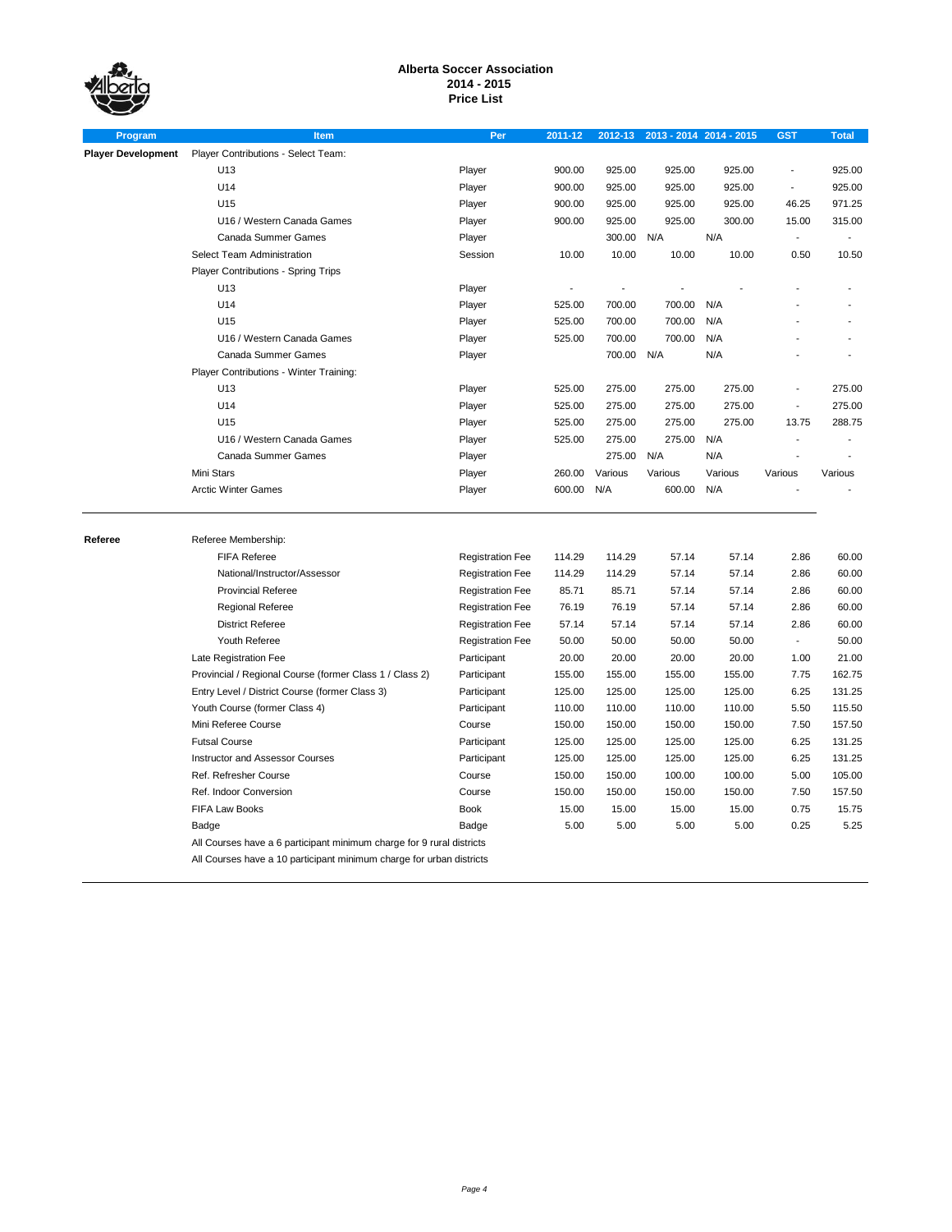# Alberta Soccer Association
## 2014 - 2015
## Price List

| Program | Item | Per | 2011-12 | 2012-13 | 2013 - 2014 | 2014 - 2015 | GST | Total |
|---|---|---|---|---|---|---|---|---|
| **Player Development** | Player Contributions - Select Team: | | | | | | | |
| | U13 | Player | 900.00 | 925.00 | 925.00 | 925.00 | - | 925.00 |
| | U14 | Player | 900.00 | 925.00 | 925.00 | 925.00 | - | 925.00 |
| | U15 | Player | 900.00 | 925.00 | 925.00 | 925.00 | 46.25 | 971.25 |
| | U16 / Western Canada Games | Player | 900.00 | 925.00 | 925.00 | 300.00 | 15.00 | 315.00 |
| | Canada Summer Games | Player | | 300.00 | N/A | N/A | - | - |
| | Select Team Administration | Session | 10.00 | 10.00 | 10.00 | 10.00 | 0.50 | 10.50 |
| | Player Contributions - Spring Trips | | | | | | | |
| | U13 | Player | - | - | - | - | - | - |
| | U14 | Player | 525.00 | 700.00 | 700.00 | N/A | - | - |
| | U15 | Player | 525.00 | 700.00 | 700.00 | N/A | - | - |
| | U16 / Western Canada Games | Player | 525.00 | 700.00 | 700.00 | N/A | - | - |
| | Canada Summer Games | Player | | 700.00 | N/A | N/A | - | - |
| | Player Contributions - Winter Training: | | | | | | | |
| | U13 | Player | 525.00 | 275.00 | 275.00 | 275.00 | - | 275.00 |
| | U14 | Player | 525.00 | 275.00 | 275.00 | 275.00 | - | 275.00 |
| | U15 | Player | 525.00 | 275.00 | 275.00 | 275.00 | 13.75 | 288.75 |
| | U16 / Western Canada Games | Player | 525.00 | 275.00 | 275.00 | N/A | - | - |
| | Canada Summer Games | Player | | 275.00 | N/A | N/A | - | - |
| | Mini Stars | Player | 260.00 | Various | Various | Various | Various | Various |
| | Arctic Winter Games | Player | 600.00 | N/A | 600.00 | N/A | - | - |
| **Referee** | Referee Membership: | | | | | | | |
| | FIFA Referee | Registration Fee | 114.29 | 114.29 | 57.14 | 57.14 | 2.86 | 60.00 |
| | National/Instructor/Assessor | Registration Fee | 114.29 | 114.29 | 57.14 | 57.14 | 2.86 | 60.00 |
| | Provincial Referee | Registration Fee | 85.71 | 85.71 | 57.14 | 57.14 | 2.86 | 60.00 |
| | Regional Referee | Registration Fee | 76.19 | 76.19 | 57.14 | 57.14 | 2.86 | 60.00 |
| | District Referee | Registration Fee | 57.14 | 57.14 | 57.14 | 57.14 | 2.86 | 60.00 |
| | Youth Referee | Registration Fee | 50.00 | 50.00 | 50.00 | 50.00 | - | 50.00 |
| | Late Registration Fee | Participant | 20.00 | 20.00 | 20.00 | 20.00 | 1.00 | 21.00 |
| | Provincial / Regional Course (former Class 1 / Class 2) | Participant | 155.00 | 155.00 | 155.00 | 155.00 | 7.75 | 162.75 |
| | Entry Level / District Course (former Class 3) | Participant | 125.00 | 125.00 | 125.00 | 125.00 | 6.25 | 131.25 |
| | Youth Course (former Class 4) | Participant | 110.00 | 110.00 | 110.00 | 110.00 | 5.50 | 115.50 |
| | Mini Referee Course | Course | 150.00 | 150.00 | 150.00 | 150.00 | 7.50 | 157.50 |
| | Futsal Course | Participant | 125.00 | 125.00 | 125.00 | 125.00 | 6.25 | 131.25 |
| | Instructor and Assessor Courses | Participant | 125.00 | 125.00 | 125.00 | 125.00 | 6.25 | 131.25 |
| | Ref. Refresher Course | Course | 150.00 | 150.00 | 100.00 | 100.00 | 5.00 | 105.00 |
| | Ref. Indoor Conversion | Course | 150.00 | 150.00 | 150.00 | 150.00 | 7.50 | 157.50 |
| | FIFA Law Books | Book | 15.00 | 15.00 | 15.00 | 15.00 | 0.75 | 15.75 |
| | Badge | Badge | 5.00 | 5.00 | 5.00 | 5.00 | 0.25 | 5.25 |

All Courses have a 6 participant minimum charge for 9 rural districts

All Courses have a 10 participant minimum charge for urban districts